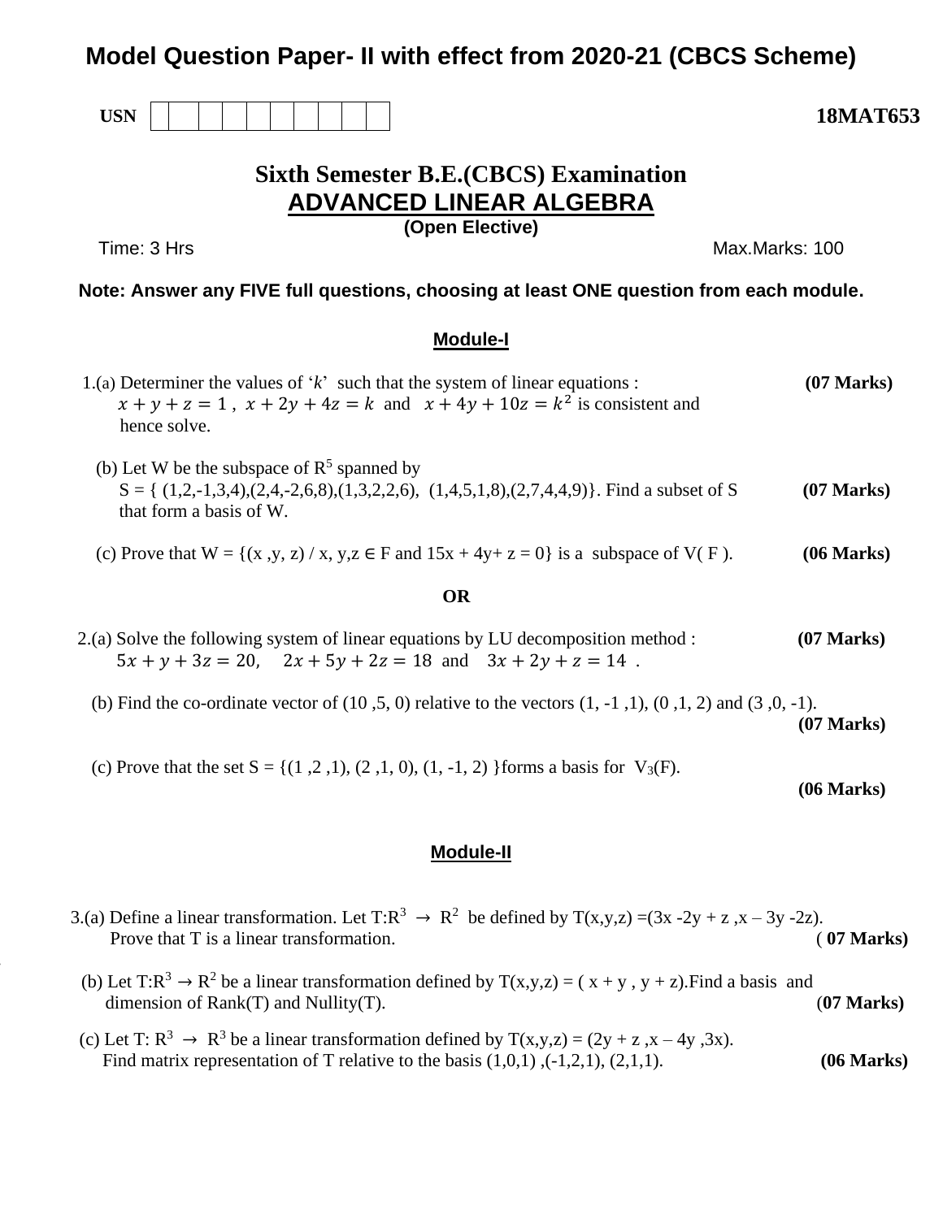# Model Question Paper- II with effect from 2020-21 (CBCS Scheme)

**USN** | | | | | | | | | | | **18MAT653**

## Sixth Semester B.E.(CBCS) Examination

## ADVANCED LINEAR ALGEBRA

**(Open Elective)**

Time: 3 Hrs Max.Marks: 100

**Note: Answer any FIVE full questions, choosing at least ONE question from each module.**

### Module-I

1.(a) Determiner the values of '$k$' such that the system of linear equations : $x + y + z = 1$ , $x + 2y + 4z = k$ and $x + 4y + 10z = k^2$ is consistent and hence solve. **(07 Marks)**

(b) Let W be the subspace of $R^5$ spanned by S = { (1,2,-1,3,4),(2,4,-2,6,8),(1,3,2,2,6), (1,4,5,1,8),(2,7,4,4,9)}. Find a subset of S that form a basis of W. **(07 Marks)**

(c) Prove that W = {(x ,y, z) / x, y,z ∈ F and 15x + 4y+ z = 0} is a subspace of V( F ). **(06 Marks)**

**OR**

2.(a) Solve the following system of linear equations by LU decomposition method : $5x + y + 3z = 20,\quad 2x + 5y + 2z = 18$ and $3x + 2y + z = 14$ . **(07 Marks)**

(b) Find the co-ordinate vector of (10 ,5, 0) relative to the vectors (1, -1 ,1), (0 ,1, 2) and (3 ,0, -1). **(07 Marks)**

(c) Prove that the set S = {(1 ,2 ,1), (2 ,1, 0), (1, -1, 2) }forms a basis for $V_3(F)$. **(06 Marks)**

### Module-II

3.(a) Define a linear transformation. Let T:$R^3 \rightarrow R^2$ be defined by T(x,y,z) =(3x -2y + z ,x – 3y -2z). Prove that T is a linear transformation. **( 07 Marks)**

(b) Let T:$R^3 \rightarrow R^2$ be a linear transformation defined by T(x,y,z) = ( x + y , y + z).Find a basis and dimension of Rank(T) and Nullity(T). **(07 Marks)**

(c) Let T: $R^3 \rightarrow R^3$ be a linear transformation defined by T(x,y,z) = (2y + z ,x – 4y ,3x). Find matrix representation of T relative to the basis (1,0,1) ,(-1,2,1), (2,1,1). **(06 Marks)**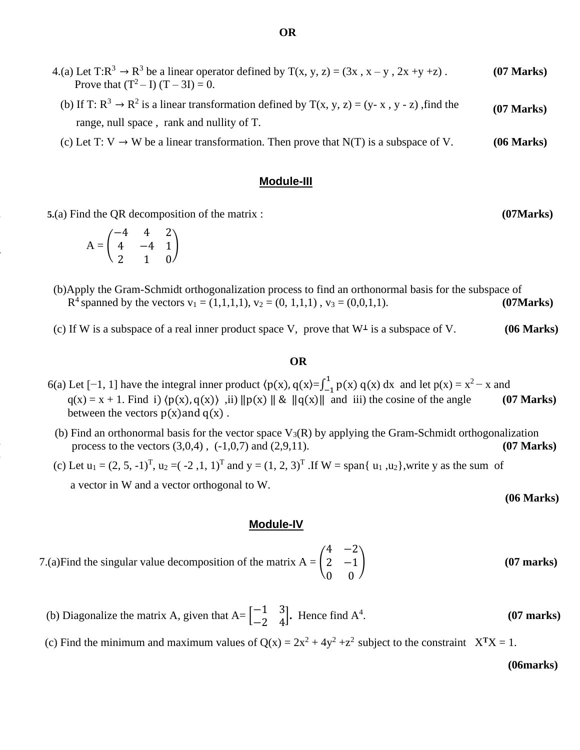**OR**

4.(a) Let $T:R^3 \rightarrow R^3$ be a linear operator defined by $T(x, y, z) = (3x , x - y , 2x + y + z)$. **(07 Marks)**
Prove that $(T^2 - I)(T - 3I) = 0$.

(b) If $T: R^3 \rightarrow R^2$ is a linear transformation defined by $T(x, y, z) = (y - x , y - z)$ ,find the range, null space , rank and nullity of T. **(07 Marks)**

(c) Let $T: V \rightarrow W$ be a linear transformation. Then prove that N(T) is a subspace of V. **(06 Marks)**

## Module-III

**5.**(a) Find the QR decomposition of the matrix : **(07Marks)**

$$A = \begin{pmatrix} -4 & 4 & 2 \\ 4 & -4 & 1 \\ 2 & 1 & 0 \end{pmatrix}$$

(b)Apply the Gram-Schmidt orthogonalization process to find an orthonormal basis for the subspace of $R^4$ spanned by the vectors $v_1 = (1,1,1,1)$, $v_2 = (0, 1,1,1)$ , $v_3 = (0,0,1,1)$. **(07Marks)**

(c) If W is a subspace of a real inner product space V, prove that $W^{\perp}$ is a subspace of V. **(06 Marks)**

**OR**

6(a) Let $[-1, 1]$ have the integral inner product $\langle p(x), q(x)\rangle = \int_{-1}^{1} p(x)\, q(x)\, dx$ and let $p(x) = x^2 - x$ and $q(x) = x + 1$. Find i) $\langle p(x), q(x)\rangle$ ,ii) $\|p(x)\|$ & $\|q(x)\|$ and iii) the cosine of the angle between the vectors $p(x)$ and $q(x)$ . **(07 Marks)**

(b) Find an orthonormal basis for the vector space $V_3(R)$ by applying the Gram-Schmidt orthogonalization process to the vectors (3,0,4) , (-1,0,7) and (2,9,11). **(07 Marks)**

(c) Let $u_1 = (2, 5, -1)^T$, $u_2 = (-2 ,1, 1)^T$ and $y = (1, 2, 3)^T$ .If $W = \text{span}\{ u_1 ,u_2\}$,write y as the sum of a vector in W and a vector orthogonal to W.

**(06 Marks)**

## Module-IV

7.(a)Find the singular value decomposition of the matrix $A = \begin{pmatrix} 4 & -2 \\ 2 & -1 \\ 0 & 0 \end{pmatrix}$ **(07 marks)**

(b) Diagonalize the matrix A, given that $A = \begin{bmatrix} -1 & 3 \\ -2 & 4 \end{bmatrix}$. Hence find $A^4$. **(07 marks)**

(c) Find the minimum and maximum values of $Q(x) = 2x^2 + 4y^2 + z^2$ subject to the constraint $X^TX = 1$.

**(06marks)**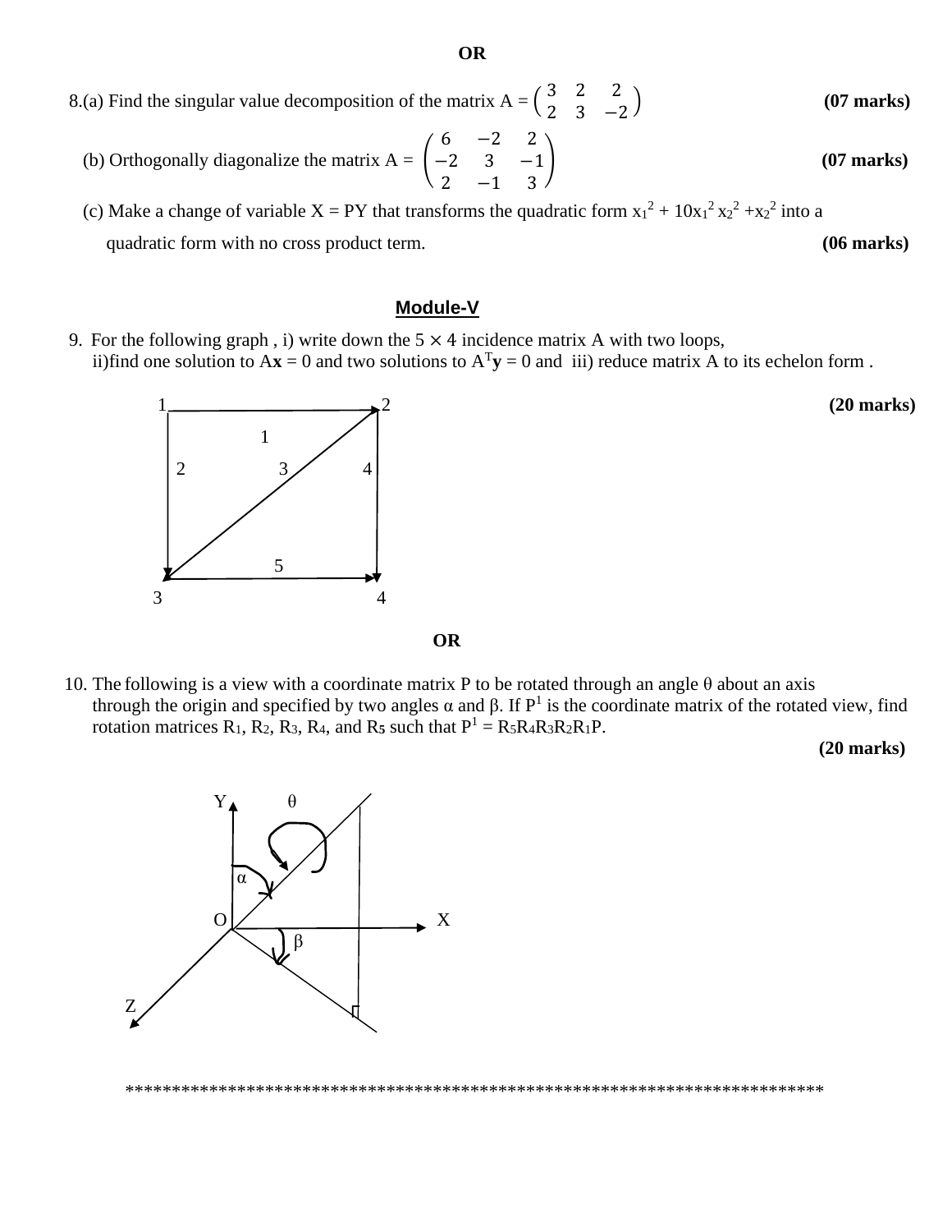**OR**

8.(a) Find the singular value decomposition of the matrix A = $\begin{pmatrix} 3 & 2 & 2 \\ 2 & 3 & -2 \end{pmatrix}$ **(07 marks)**

(b) Orthogonally diagonalize the matrix A = $\begin{pmatrix} 6 & -2 & 2 \\ -2 & 3 & -1 \\ 2 & -1 & 3 \end{pmatrix}$ **(07 marks)**

(c) Make a change of variable X = PY that transforms the quadratic form $x_1^2 + 10x_1^2 x_2^2 + x_2^2$ into a quadratic form with no cross product term. **(06 marks)**

## Module-V

9. For the following graph , i) write down the $5 \times 4$ incidence matrix A with two loops, ii)find one solution to A**x** = 0 and two solutions to $A^T$**y** = 0 and iii) reduce matrix A to its echelon form . **(20 marks)**

1
2
1
2
3
4
5
3
4

**OR**

10. The following is a view with a coordinate matrix P to be rotated through an angle θ about an axis through the origin and specified by two angles α and β. If $P^1$ is the coordinate matrix of the rotated view, find rotation matrices $R_1$, $R_2$, $R_3$, $R_4$, and $R_5$ such that $P^1 = R_5R_4R_3R_2R_1P$. **(20 marks)**

Y
θ
α
O
X
β
Z

****************************************************************************